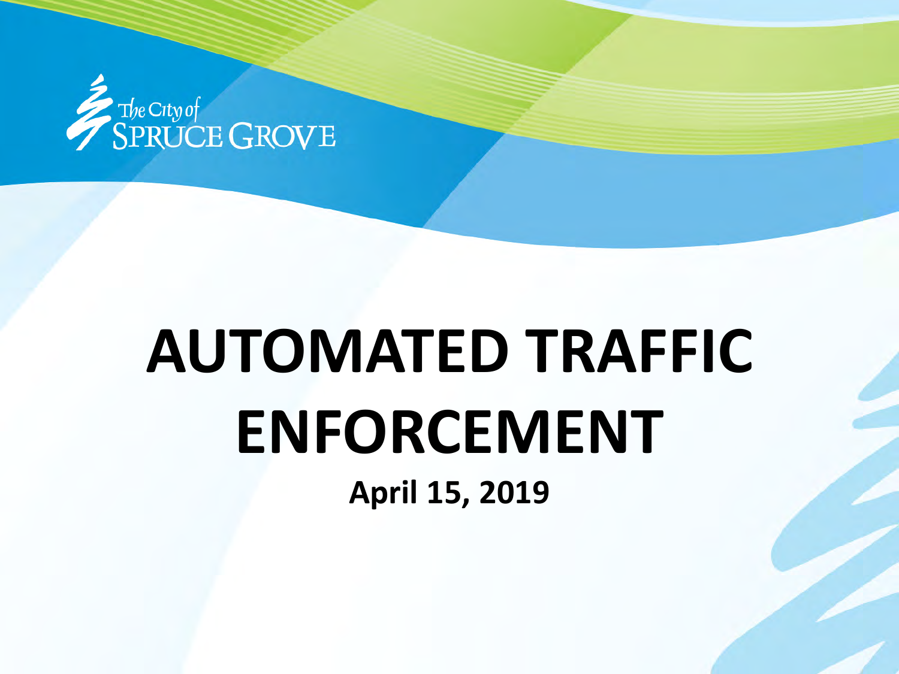The City of Spruce Grove

# AUTOMATED TRAFFIC ENFORCEMENT

**April 15, 2019**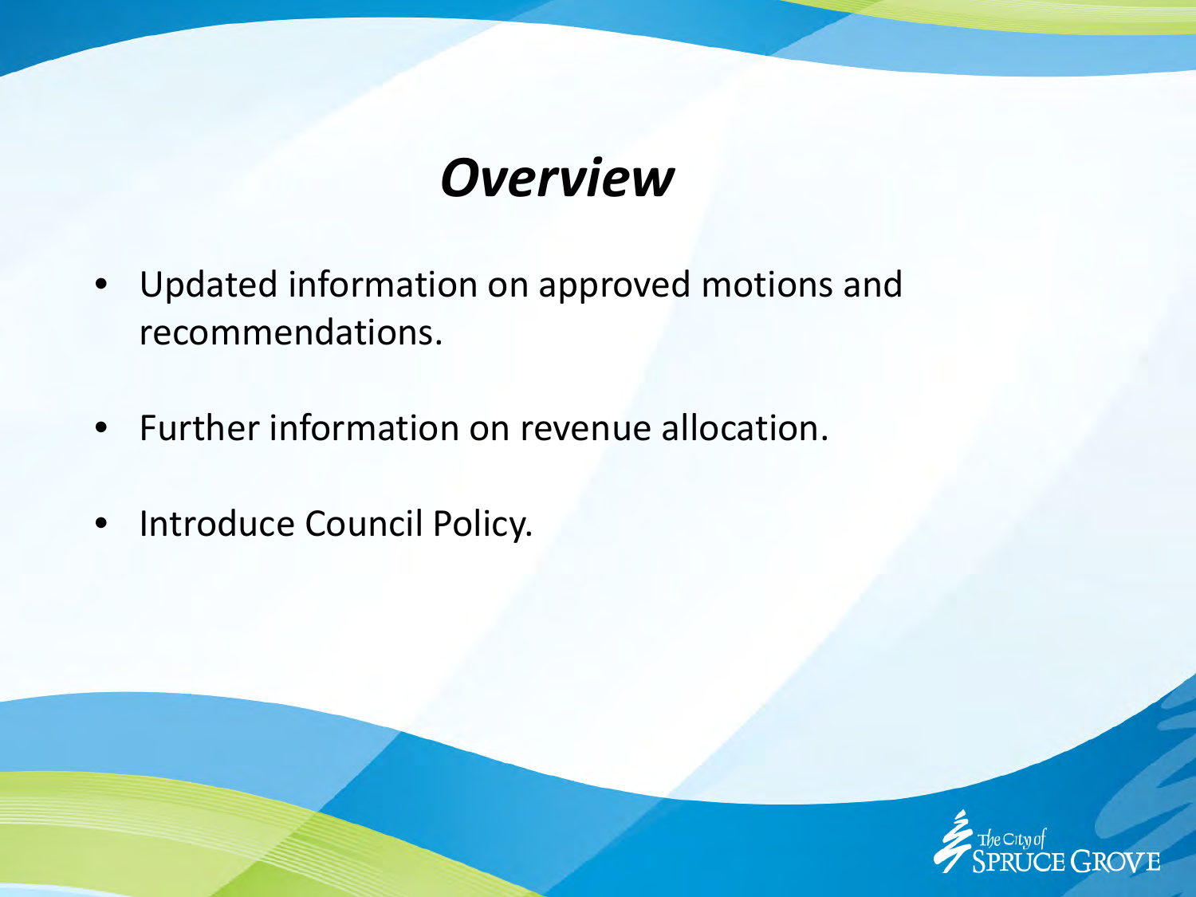# *Overview*

- Updated information on approved motions and recommendations.
- Further information on revenue allocation.
- Introduce Council Policy.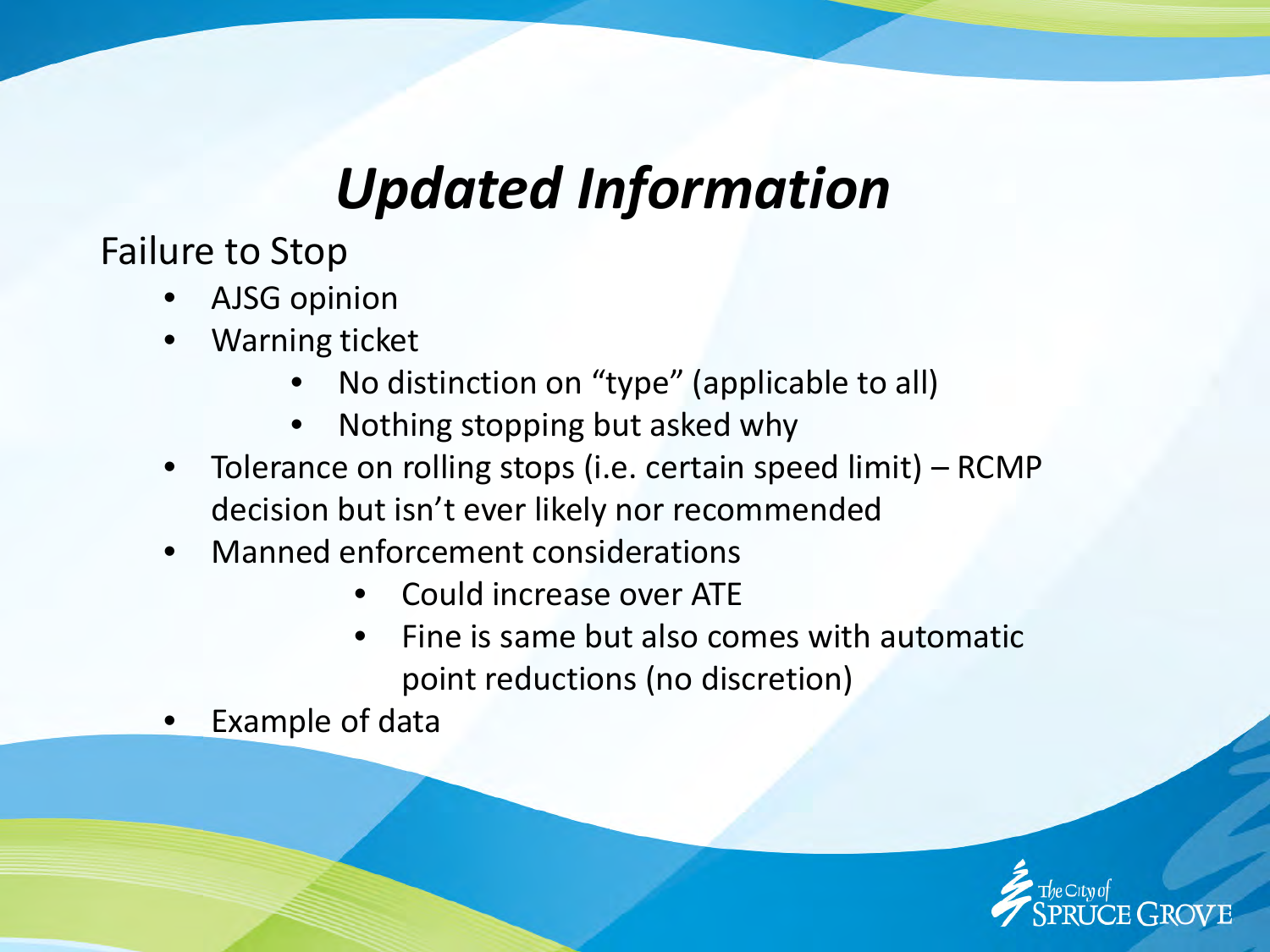# *Updated Information*

Failure to Stop

- AJSG opinion
- Warning ticket
  - No distinction on "type" (applicable to all)
  - Nothing stopping but asked why
- Tolerance on rolling stops (i.e. certain speed limit) – RCMP decision but isn't ever likely nor recommended
- Manned enforcement considerations
  - Could increase over ATE
  - Fine is same but also comes with automatic point reductions (no discretion)
- Example of data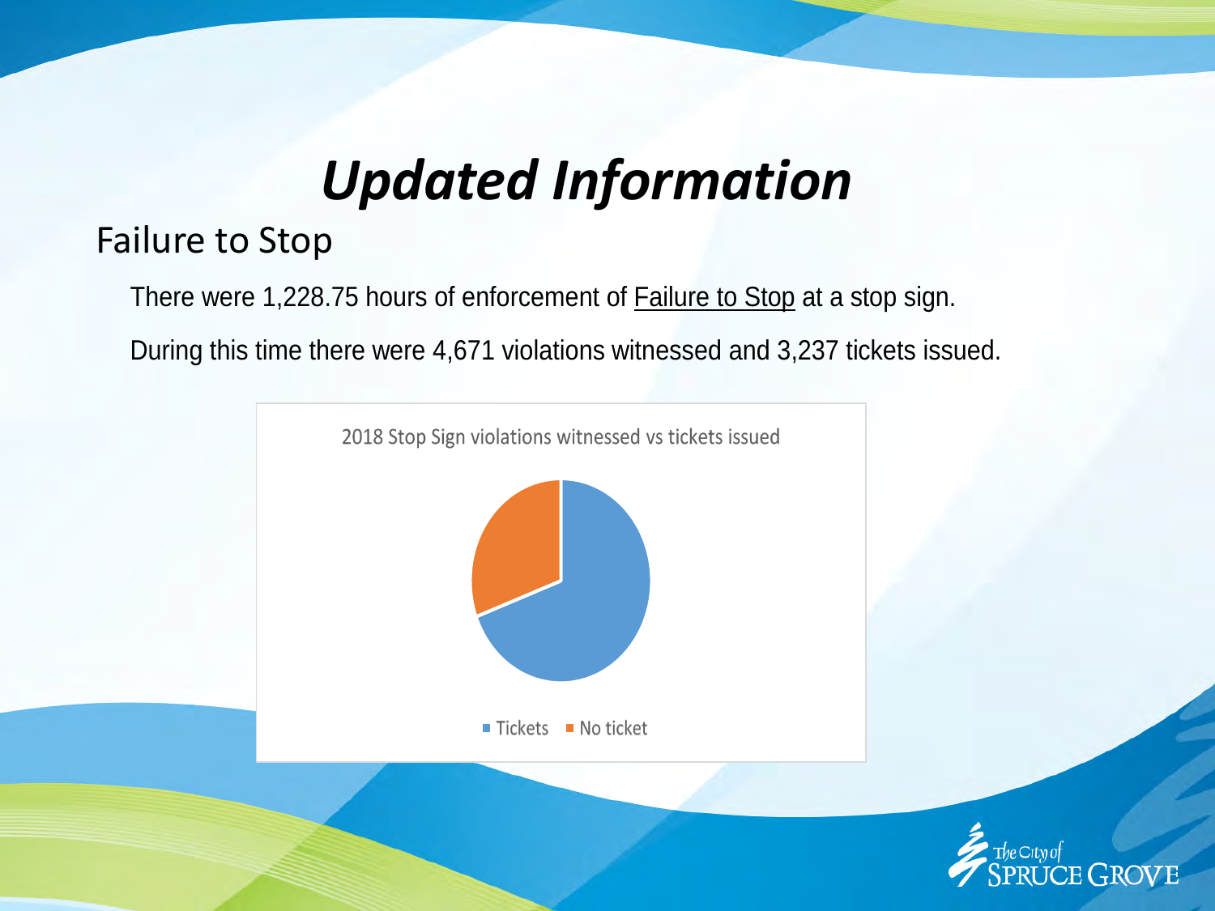# *Updated Information*

## Failure to Stop

There were 1,228.75 hours of enforcement of Failure to Stop at a stop sign.

During this time there were 4,671 violations witnessed and 3,237 tickets issued.

2018 Stop Sign violations witnessed vs tickets issued

Tickets | No ticket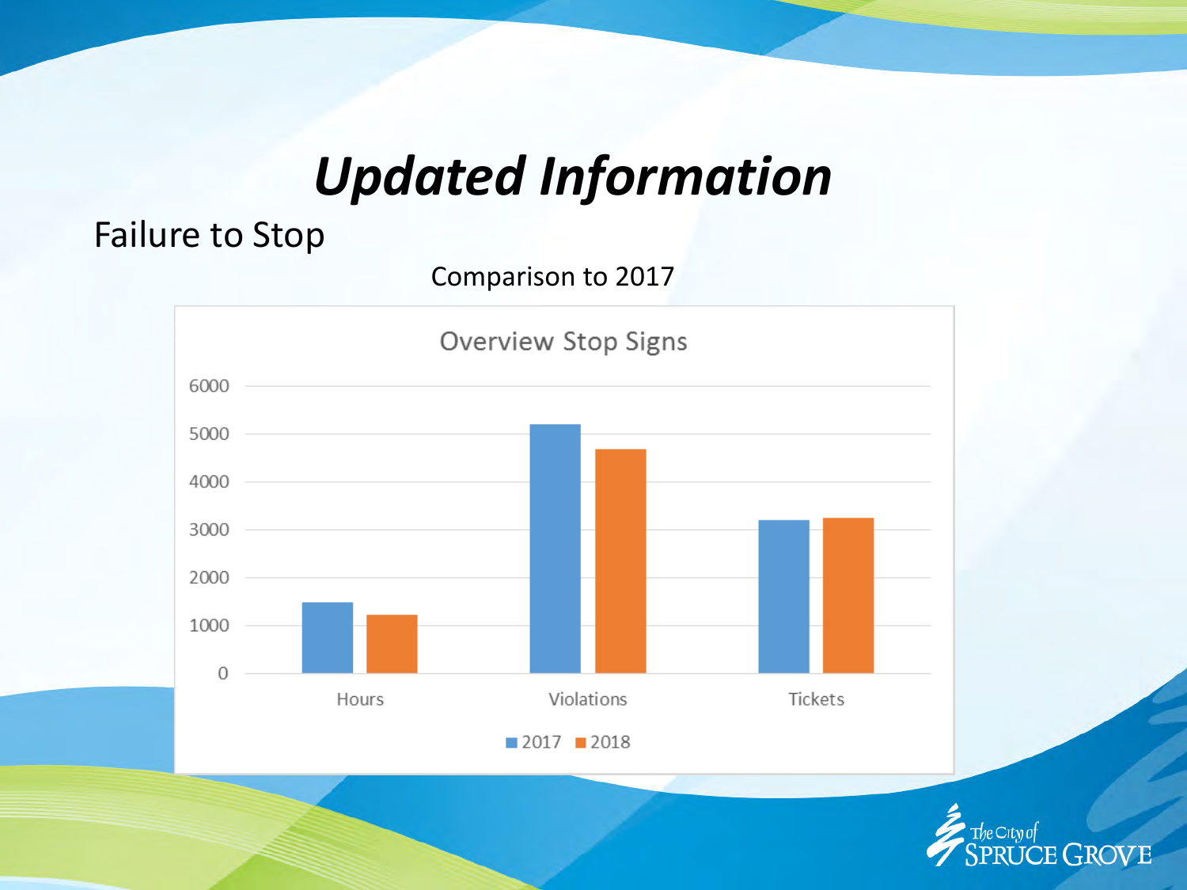# *Updated Information*

## Failure to Stop

Comparison to 2017

Overview Stop Signs

| | 2017 | 2018 |
|---|---|---|
| Hours | ~1500 | ~1250 |
| Violations | ~5200 | ~4700 |
| Tickets | ~3200 | ~3250 |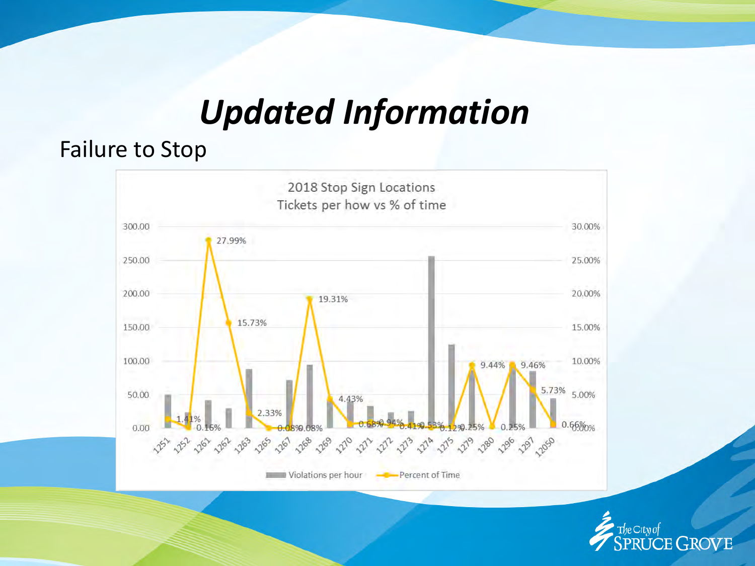# *Updated Information*

Failure to Stop

2018 Stop Sign Locations
Tickets per how vs % of time

| Location | Percent of Time |
|---|---|
| 1251 | 1.41% |
| 1252 | 0.16% |
| 1261 | 27.99% |
| 1262 | 15.73% |
| 1263 | 2.33% |
| 1265 | 0.08% |
| 1267 | 0.08% |
| 1268 | 19.31% |
| 1269 | 4.43% |
| 1270 | 0.68% |
| 1271 | 0.94% |
| 1272 | 0.41% |
| 1273 | 0.53% |
| 1274 | 0.12% |
| 1275 | 0.25% |
| 1279 | 9.44% |
| 1280 | 0.25% |
| 1296 | 9.46% |
| 1297 | 5.73% |
| 12050 | 0.66% |

Violations per hour — Percent of Time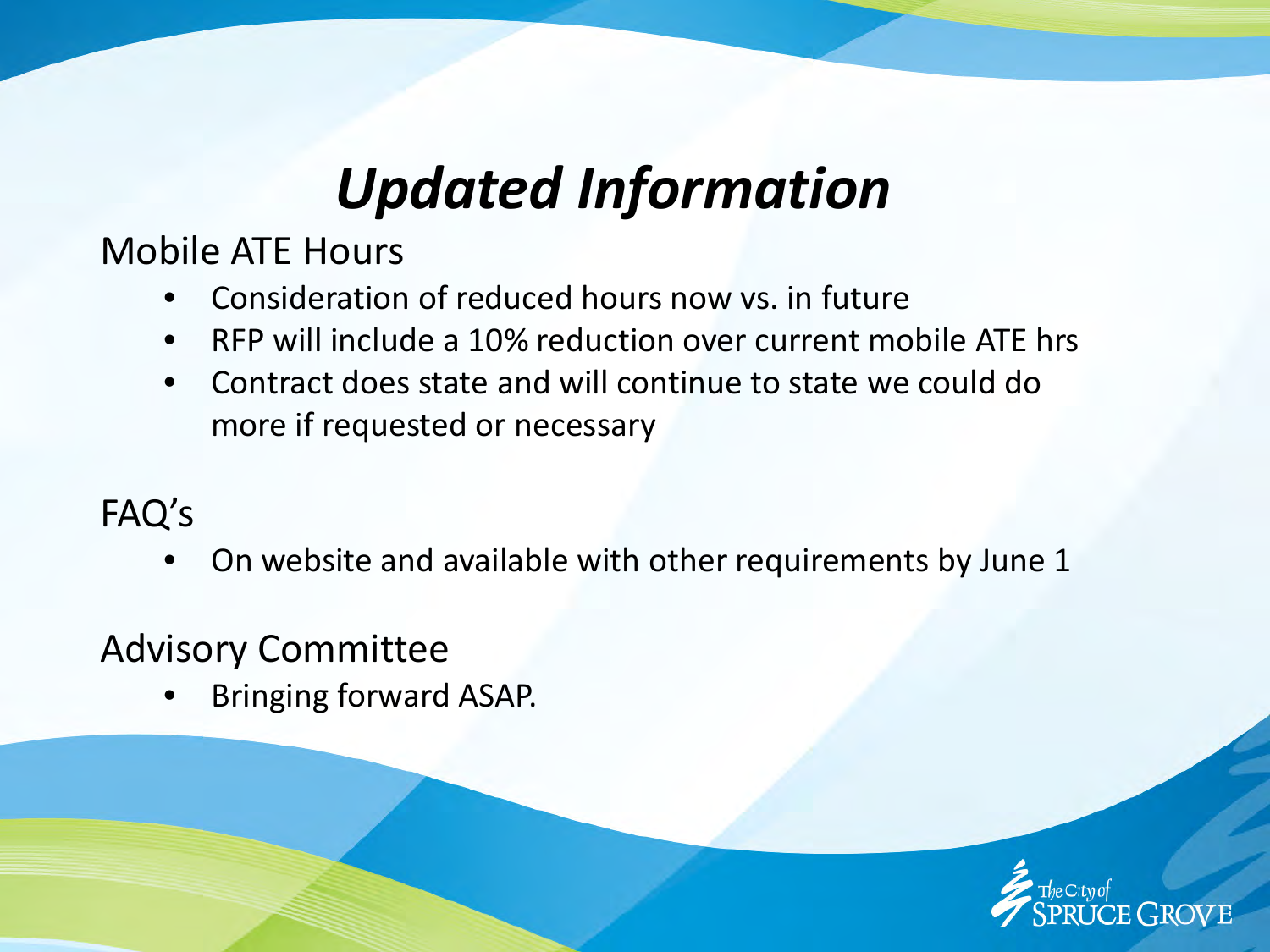# *Updated Information*

Mobile ATE Hours

- Consideration of reduced hours now vs. in future
- RFP will include a 10% reduction over current mobile ATE hrs
- Contract does state and will continue to state we could do more if requested or necessary

FAQ's

- On website and available with other requirements by June 1

Advisory Committee

- Bringing forward ASAP.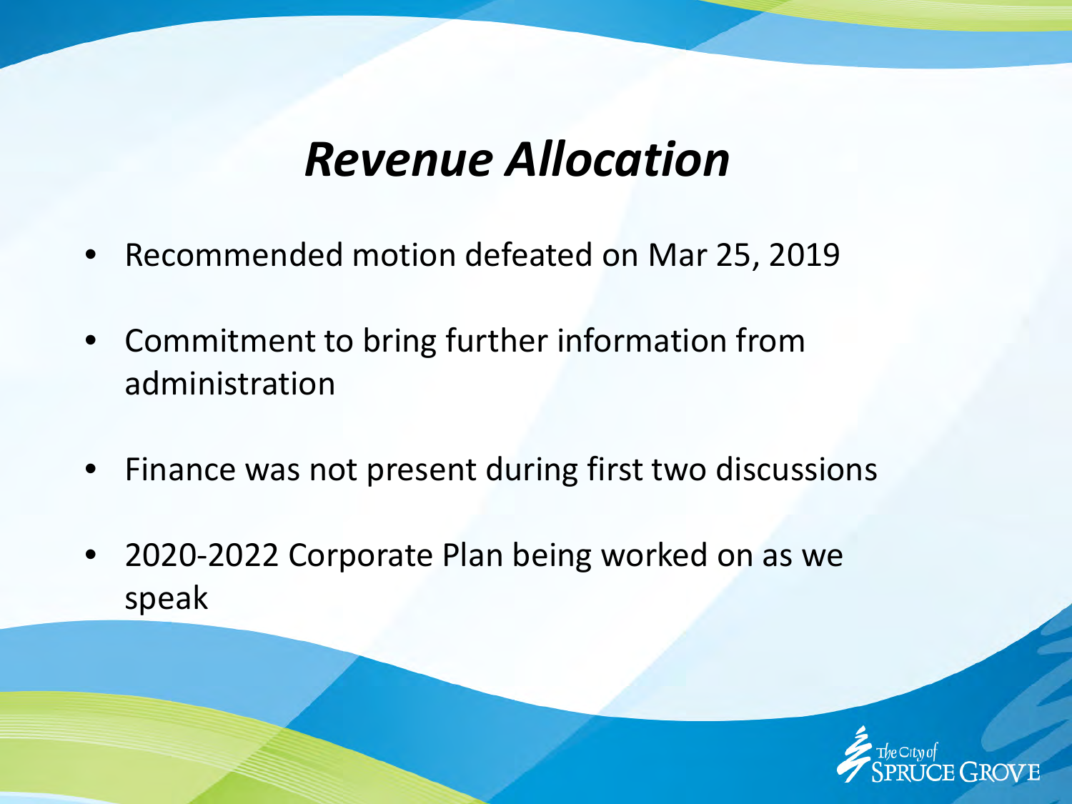# *Revenue Allocation*

- Recommended motion defeated on Mar 25, 2019
- Commitment to bring further information from administration
- Finance was not present during first two discussions
- 2020-2022 Corporate Plan being worked on as we speak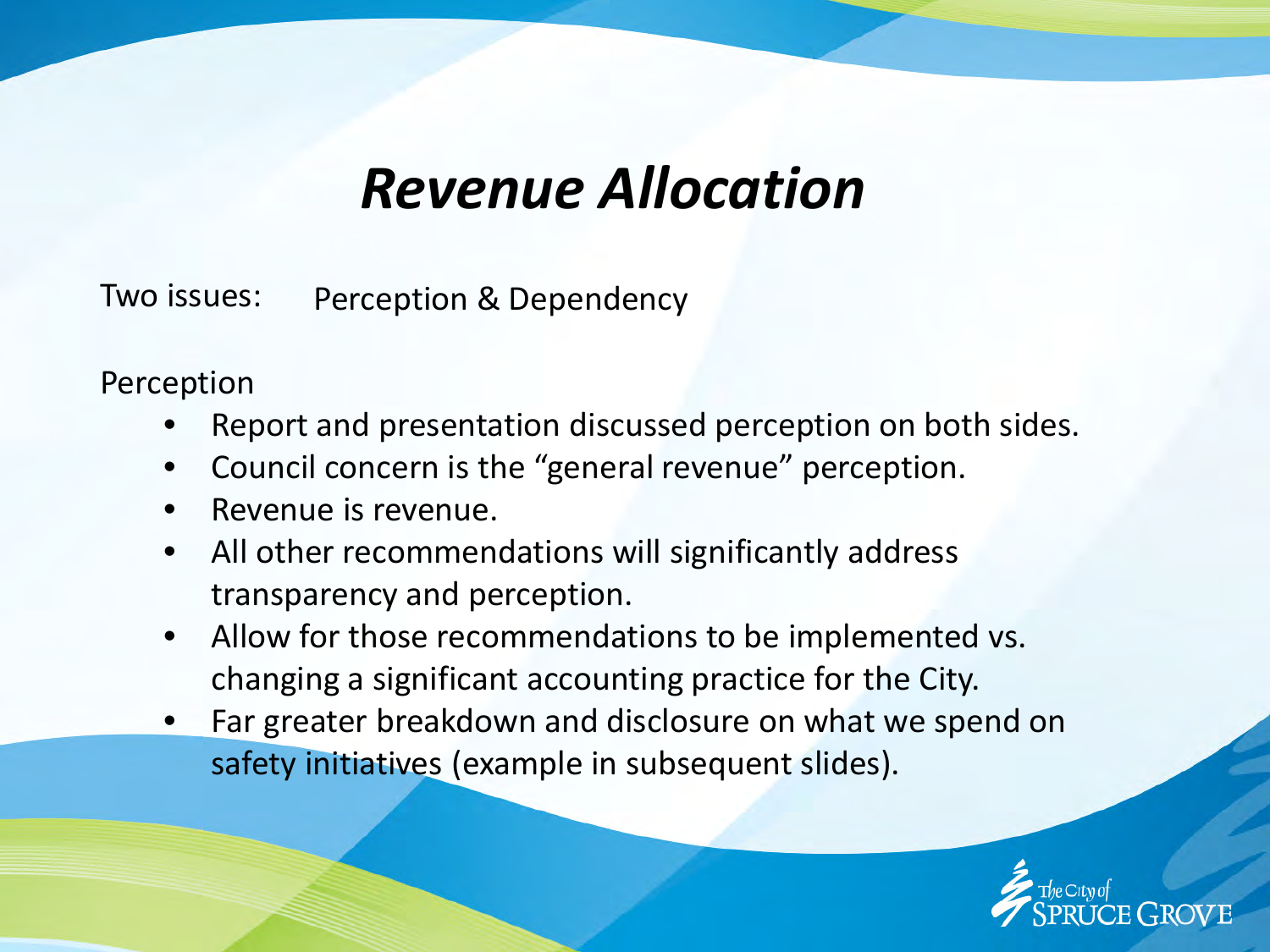# *Revenue Allocation*

Two issues: Perception & Dependency

Perception

- Report and presentation discussed perception on both sides.
- Council concern is the "general revenue" perception.
- Revenue is revenue.
- All other recommendations will significantly address transparency and perception.
- Allow for those recommendations to be implemented vs. changing a significant accounting practice for the City.
- Far greater breakdown and disclosure on what we spend on safety initiatives (example in subsequent slides).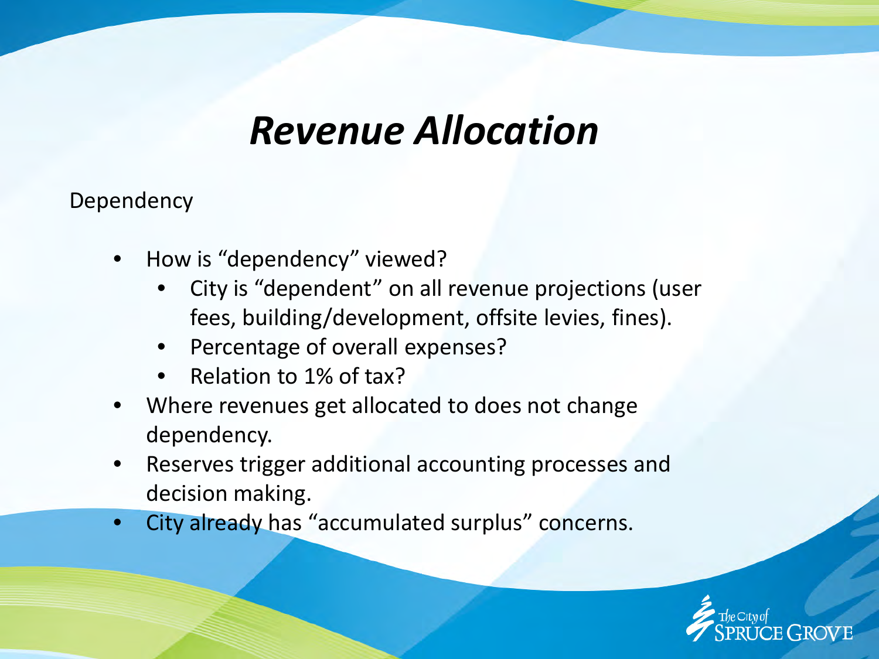# *Revenue Allocation*

Dependency

- How is "dependency" viewed?
  - City is "dependent" on all revenue projections (user fees, building/development, offsite levies, fines).
  - Percentage of overall expenses?
  - Relation to 1% of tax?
- Where revenues get allocated to does not change dependency.
- Reserves trigger additional accounting processes and decision making.
- City already has "accumulated surplus" concerns.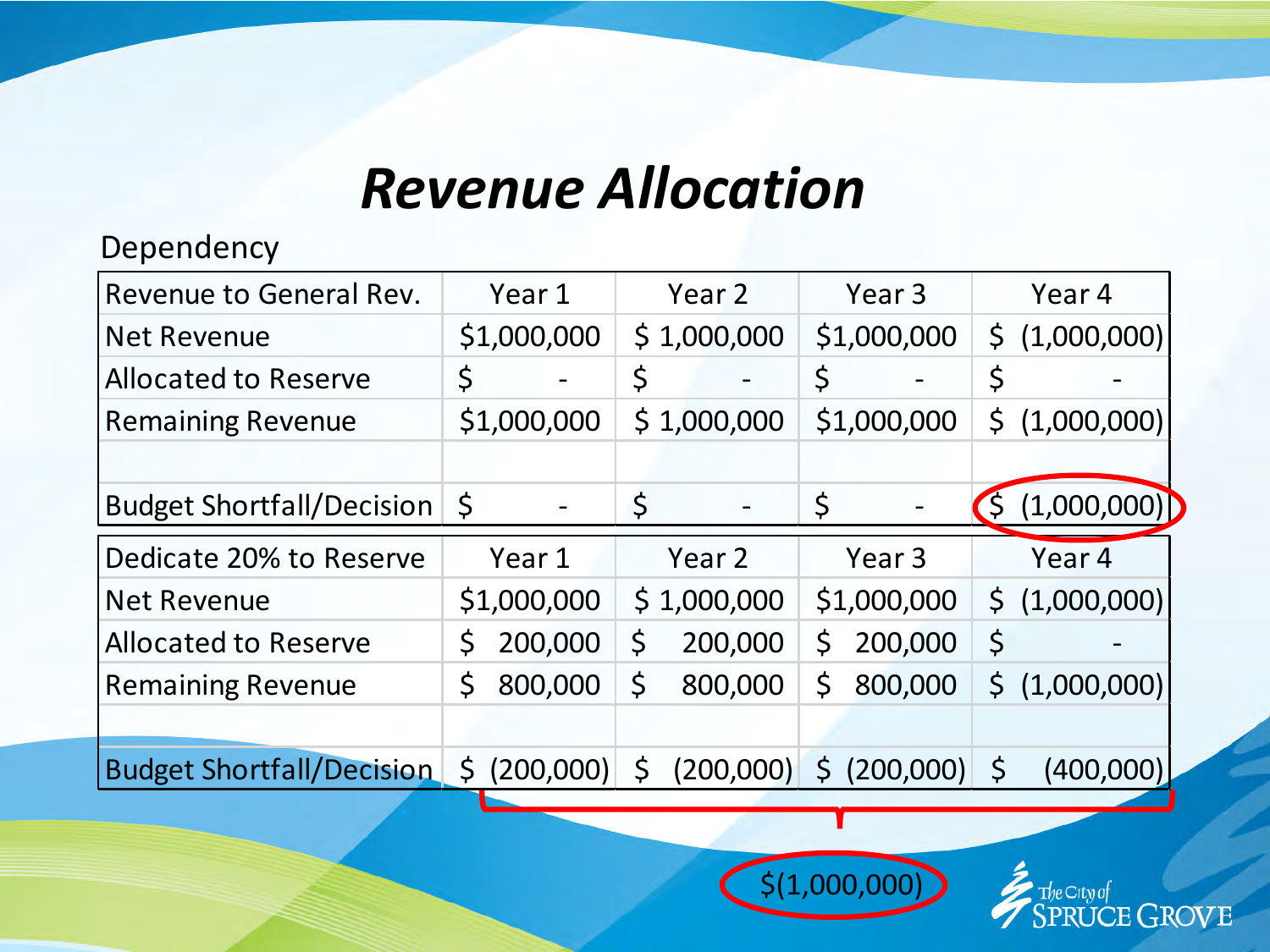# *Revenue Allocation*

Dependency

| Revenue to General Rev. | Year 1 | Year 2 | Year 3 | Year 4 |
|---|---|---|---|---|
| Net Revenue | $1,000,000 | $ 1,000,000 | $1,000,000 | $ (1,000,000) |
| Allocated to Reserve | $ - | $ - | $ - | $ - |
| Remaining Revenue | $1,000,000 | $ 1,000,000 | $1,000,000 | $ (1,000,000) |
| | | | | |
| Budget Shortfall/Decision | $ - | $ - | $ - | $ (1,000,000) |

| Dedicate 20% to Reserve | Year 1 | Year 2 | Year 3 | Year 4 |
|---|---|---|---|---|
| Net Revenue | $1,000,000 | $ 1,000,000 | $1,000,000 | $ (1,000,000) |
| Allocated to Reserve | $ 200,000 | $ 200,000 | $ 200,000 | $ - |
| Remaining Revenue | $ 800,000 | $ 800,000 | $ 800,000 | $ (1,000,000) |
| | | | | |
| Budget Shortfall/Decision | $ (200,000) | $ (200,000) | $ (200,000) | $ (400,000) |

$(1,000,000)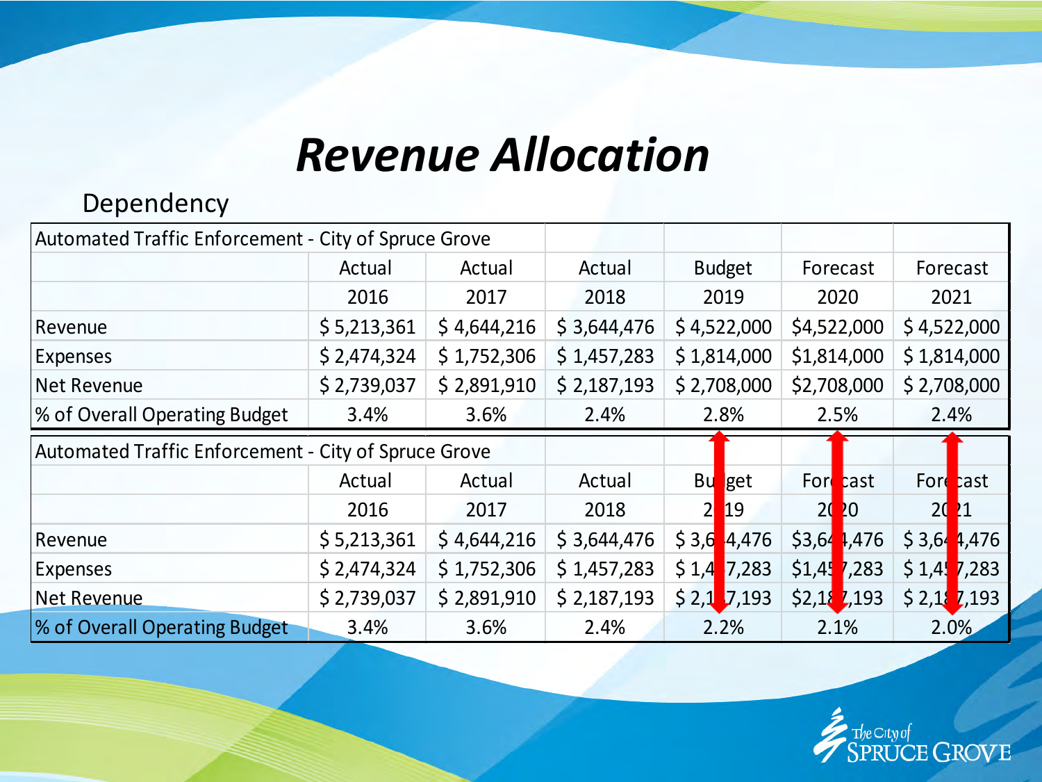# *Revenue Allocation*

Dependency

| Automated Traffic Enforcement - City of Spruce Grove | | | | | | |
|---|---|---|---|---|---|---|
| | Actual | Actual | Actual | Budget | Forecast | Forecast |
| | 2016 | 2017 | 2018 | 2019 | 2020 | 2021 |
| Revenue | $ 5,213,361 | $ 4,644,216 | $ 3,644,476 | $ 4,522,000 | $4,522,000 | $ 4,522,000 |
| Expenses | $ 2,474,324 | $ 1,752,306 | $ 1,457,283 | $ 1,814,000 | $1,814,000 | $ 1,814,000 |
| Net Revenue | $ 2,739,037 | $ 2,891,910 | $ 2,187,193 | $ 2,708,000 | $2,708,000 | $ 2,708,000 |
| % of Overall Operating Budget | 3.4% | 3.6% | 2.4% | 2.8% | 2.5% | 2.4% |

| Automated Traffic Enforcement - City of Spruce Grove | | | | | | |
|---|---|---|---|---|---|---|
| | Actual | Actual | Actual | Budget | Forecast | Forecast |
| | 2016 | 2017 | 2018 | 2019 | 2020 | 2021 |
| Revenue | $ 5,213,361 | $ 4,644,216 | $ 3,644,476 | $ 3,644,476 | $3,644,476 | $ 3,644,476 |
| Expenses | $ 2,474,324 | $ 1,752,306 | $ 1,457,283 | $ 1,457,283 | $1,457,283 | $ 1,457,283 |
| Net Revenue | $ 2,739,037 | $ 2,891,910 | $ 2,187,193 | $ 2,187,193 | $2,187,193 | $ 2,187,193 |
| % of Overall Operating Budget | 3.4% | 3.6% | 2.4% | 2.2% | 2.1% | 2.0% |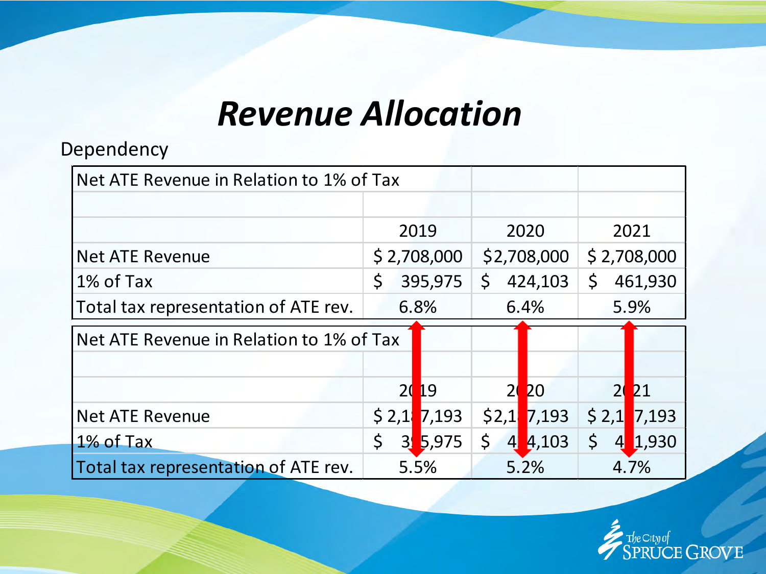# *Revenue Allocation*

Dependency

| Net ATE Revenue in Relation to 1% of Tax | | | |
|---|---|---|---|
| | | | |
| | 2019 | 2020 | 2021 |
| Net ATE Revenue | $ 2,708,000 | $2,708,000 | $ 2,708,000 |
| 1% of Tax | $ 395,975 | $ 424,103 | $ 461,930 |
| Total tax representation of ATE rev. | 6.8% | 6.4% | 5.9% |

| Net ATE Revenue in Relation to 1% of Tax | | | |
|---|---|---|---|
| | | | |
| | 2019 | 2020 | 2021 |
| Net ATE Revenue | $ 2,187,193 | $2,187,193 | $ 2,187,193 |
| 1% of Tax | $ 395,975 | $ 424,103 | $ 461,930 |
| Total tax representation of ATE rev. | 5.5% | 5.2% | 4.7% |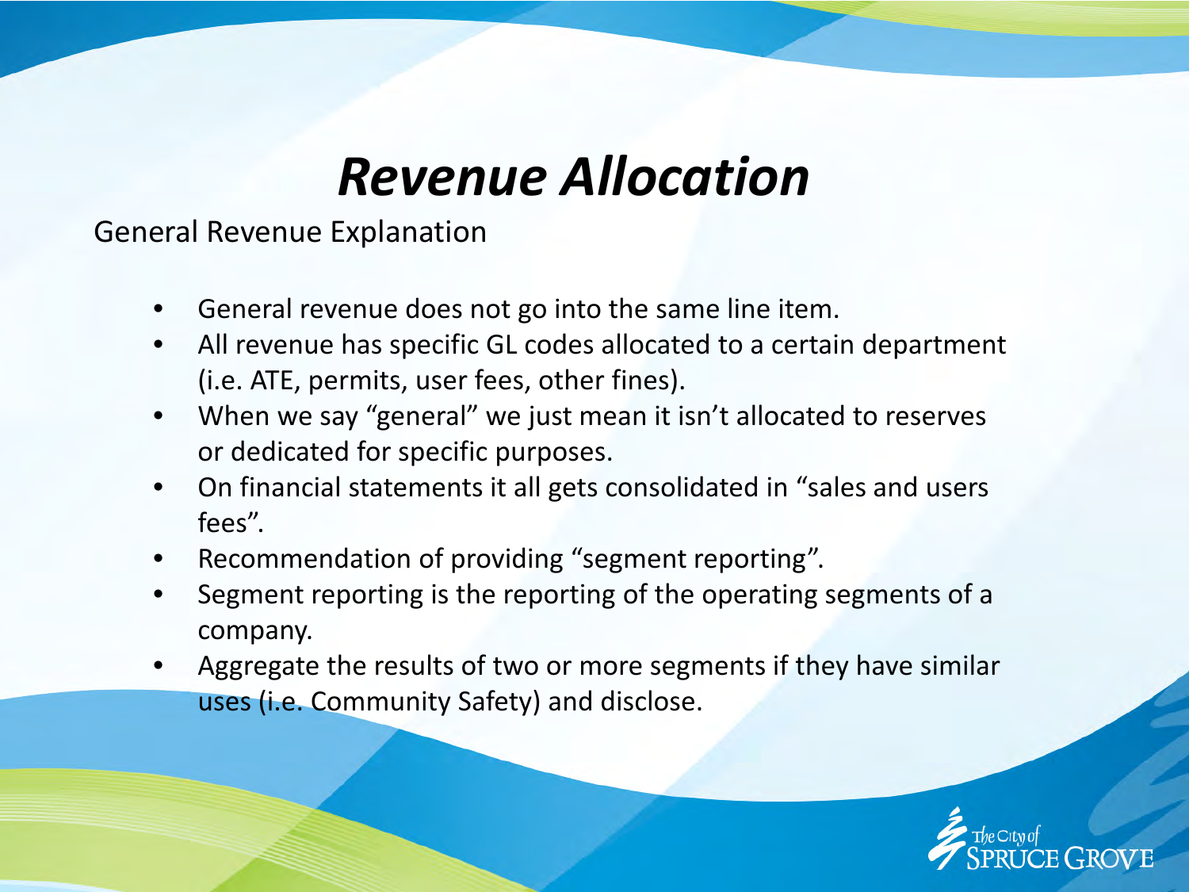# *Revenue Allocation*

General Revenue Explanation

- General revenue does not go into the same line item.
- All revenue has specific GL codes allocated to a certain department (i.e. ATE, permits, user fees, other fines).
- When we say “general” we just mean it isn’t allocated to reserves or dedicated for specific purposes.
- On financial statements it all gets consolidated in “sales and users fees”.
- Recommendation of providing “segment reporting”.
- Segment reporting is the reporting of the operating segments of a company.
- Aggregate the results of two or more segments if they have similar uses (i.e. Community Safety) and disclose.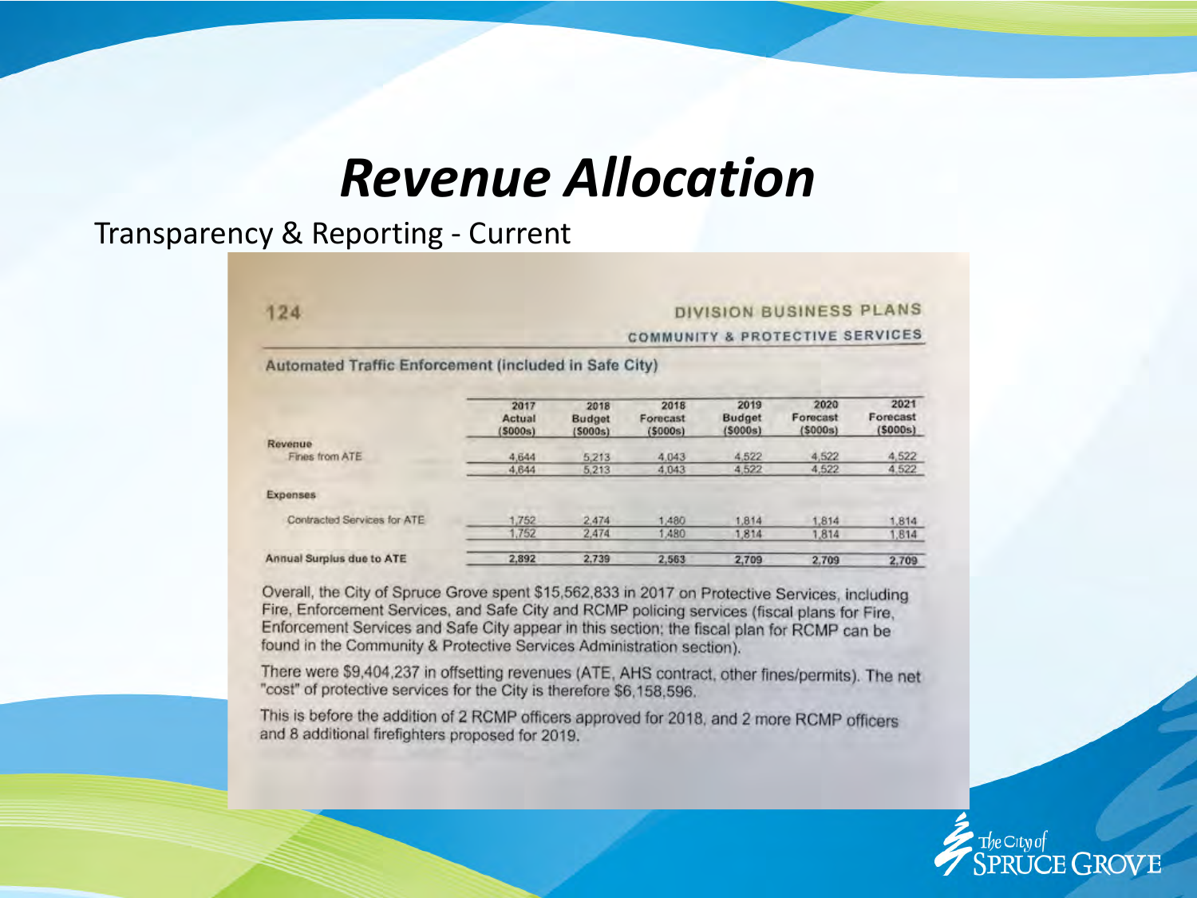# *Revenue Allocation*

Transparency & Reporting - Current

124

DIVISION BUSINESS PLANS

COMMUNITY & PROTECTIVE SERVICES

**Automated Traffic Enforcement (included in Safe City)**

| | 2017 Actual ($000s) | 2018 Budget ($000s) | 2018 Forecast ($000s) | 2019 Budget ($000s) | 2020 Forecast ($000s) | 2021 Forecast ($000s) |
|---|---|---|---|---|---|---|
| **Revenue** | | | | | | |
| Fines from ATE | 4,644 | 5,213 | 4,043 | 4,522 | 4,522 | 4,522 |
| | 4,644 | 5,213 | 4,043 | 4,522 | 4,522 | 4,522 |
| **Expenses** | | | | | | |
| Contracted Services for ATE | 1,752 | 2,474 | 1,480 | 1,814 | 1,814 | 1,814 |
| | 1,752 | 2,474 | 1,480 | 1,814 | 1,814 | 1,814 |
| **Annual Surplus due to ATE** | 2,892 | 2,739 | 2,563 | 2,709 | 2,709 | 2,709 |

Overall, the City of Spruce Grove spent $15,562,833 in 2017 on Protective Services, including Fire, Enforcement Services, and Safe City and RCMP policing services (fiscal plans for Fire, Enforcement Services and Safe City appear in this section; the fiscal plan for RCMP can be found in the Community & Protective Services Administration section).

There were $9,404,237 in offsetting revenues (ATE, AHS contract, other fines/permits). The net "cost" of protective services for the City is therefore $6,158,596.

This is before the addition of 2 RCMP officers approved for 2018, and 2 more RCMP officers and 8 additional firefighters proposed for 2019.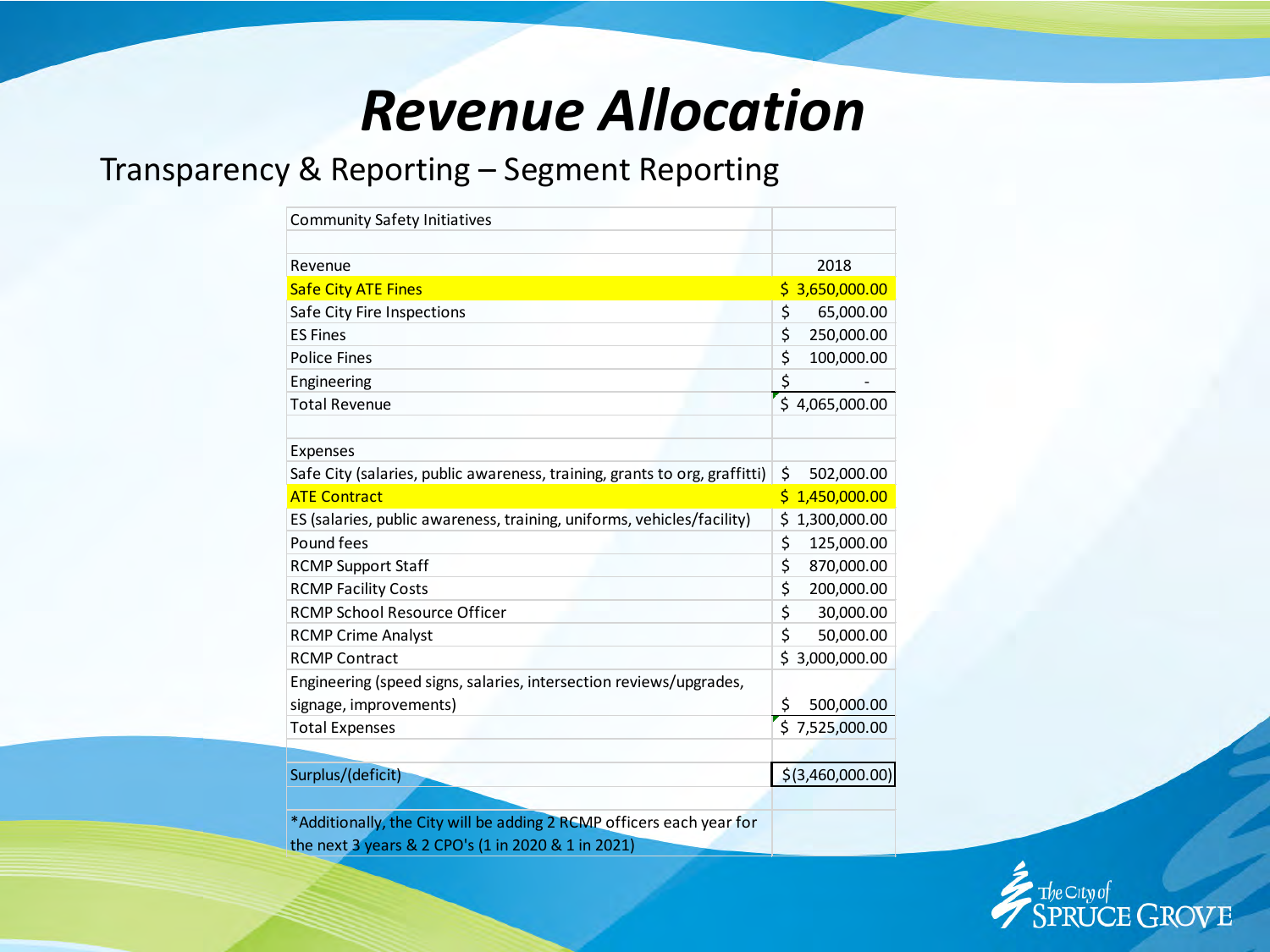# *Revenue Allocation*

## Transparency & Reporting – Segment Reporting

| Community Safety Initiatives | |
|---|---|
| | |
| Revenue | 2018 |
| Safe City ATE Fines | $ 3,650,000.00 |
| Safe City Fire Inspections | $ 65,000.00 |
| ES Fines | $ 250,000.00 |
| Police Fines | $ 100,000.00 |
| Engineering | $ - |
| Total Revenue | $ 4,065,000.00 |
| | |
| Expenses | |
| Safe City (salaries, public awareness, training, grants to org, graffitti) | $ 502,000.00 |
| ATE Contract | $ 1,450,000.00 |
| ES (salaries, public awareness, training, uniforms, vehicles/facility) | $ 1,300,000.00 |
| Pound fees | $ 125,000.00 |
| RCMP Support Staff | $ 870,000.00 |
| RCMP Facility Costs | $ 200,000.00 |
| RCMP School Resource Officer | $ 30,000.00 |
| RCMP Crime Analyst | $ 50,000.00 |
| RCMP Contract | $ 3,000,000.00 |
| Engineering (speed signs, salaries, intersection reviews/upgrades, signage, improvements) | $ 500,000.00 |
| Total Expenses | $ 7,525,000.00 |
| | |
| Surplus/(deficit) | $(3,460,000.00) |
| | |
| *Additionally, the City will be adding 2 RCMP officers each year for the next 3 years & 2 CPO's (1 in 2020 & 1 in 2021) | |

The City of Spruce Grove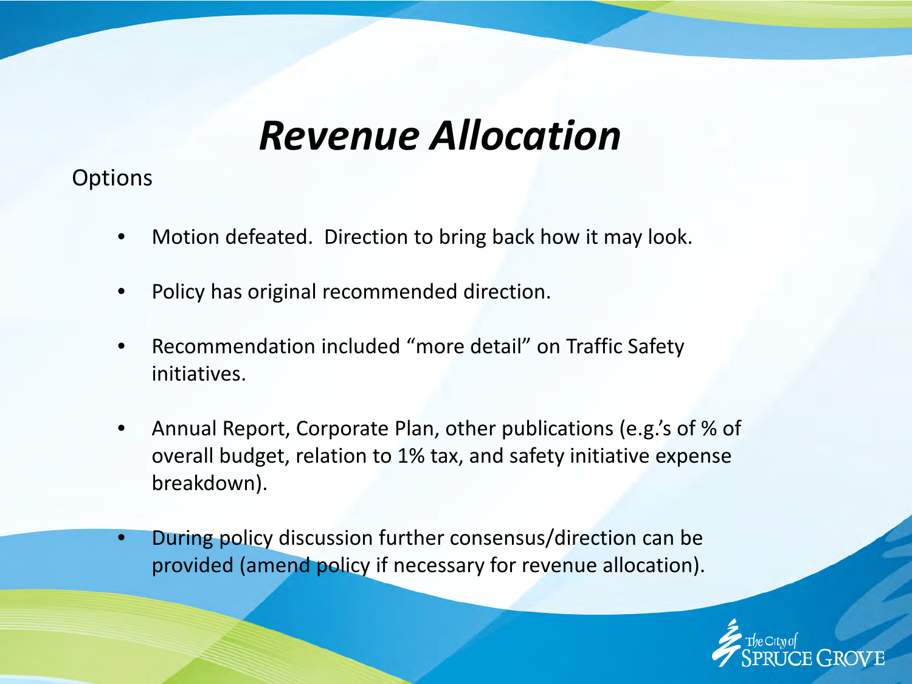# *Revenue Allocation*

Options

- Motion defeated. Direction to bring back how it may look.
- Policy has original recommended direction.
- Recommendation included "more detail" on Traffic Safety initiatives.
- Annual Report, Corporate Plan, other publications (e.g.'s of % of overall budget, relation to 1% tax, and safety initiative expense breakdown).
- During policy discussion further consensus/direction can be provided (amend policy if necessary for revenue allocation).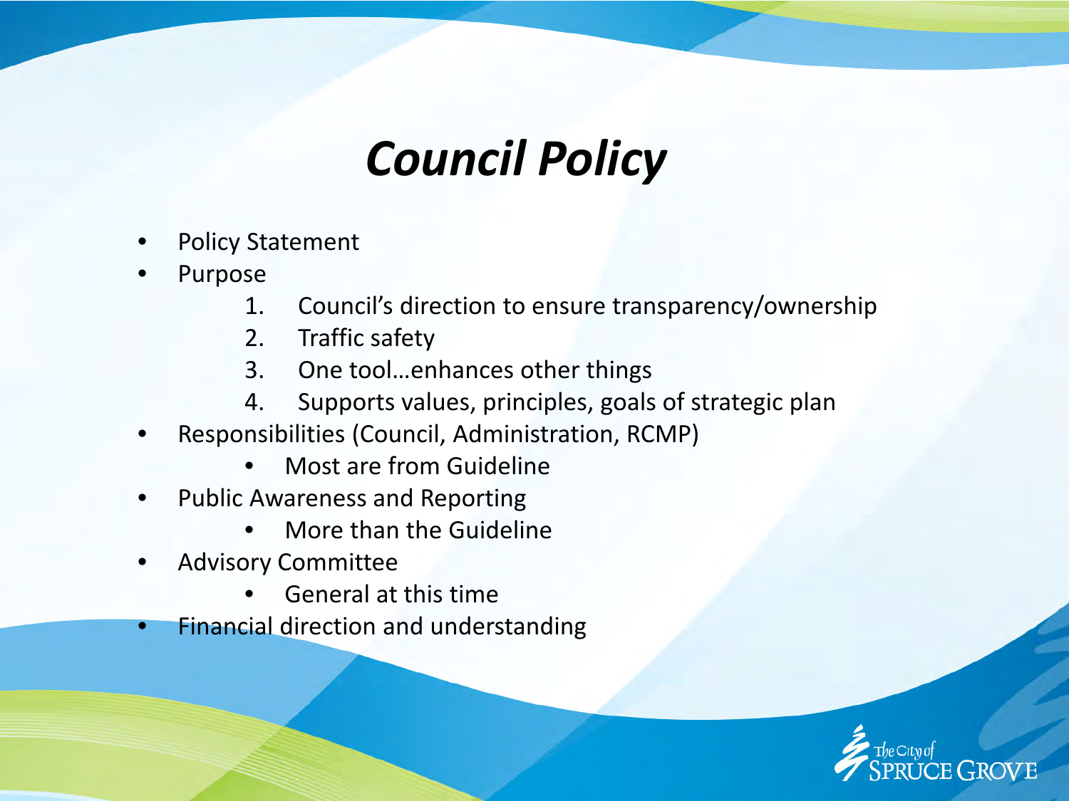# *Council Policy*

- Policy Statement
- Purpose
  1. Council's direction to ensure transparency/ownership
  2. Traffic safety
  3. One tool…enhances other things
  4. Supports values, principles, goals of strategic plan
- Responsibilities (Council, Administration, RCMP)
  - Most are from Guideline
- Public Awareness and Reporting
  - More than the Guideline
- Advisory Committee
  - General at this time
- Financial direction and understanding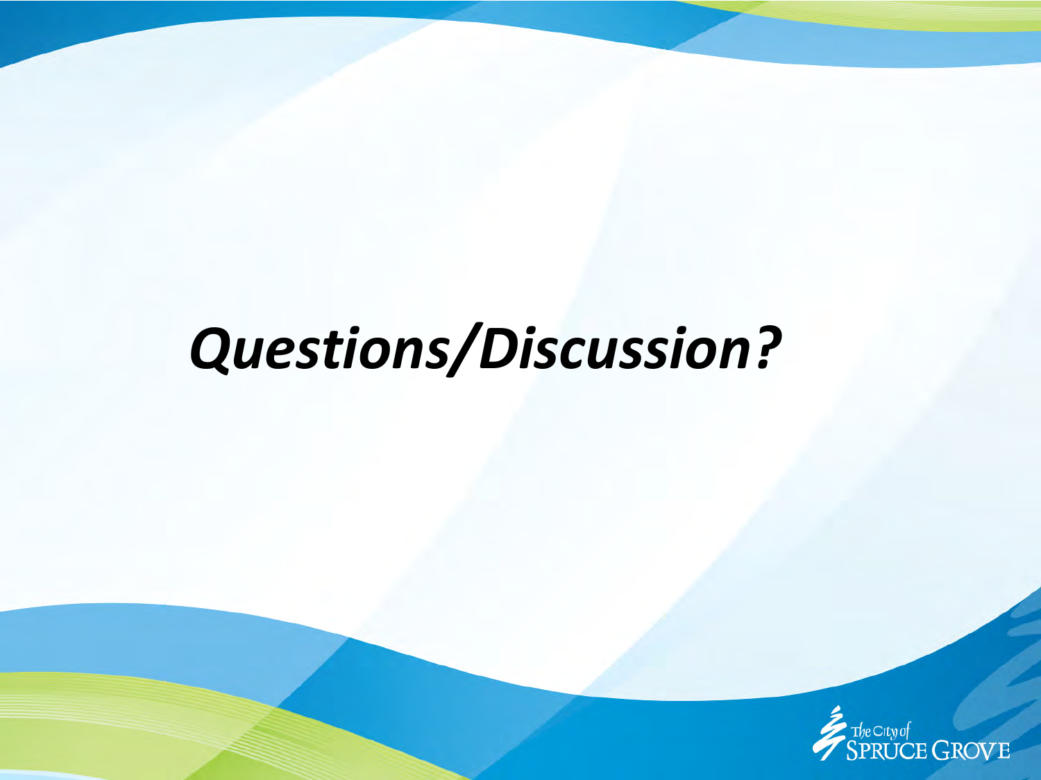*Questions/Discussion?*